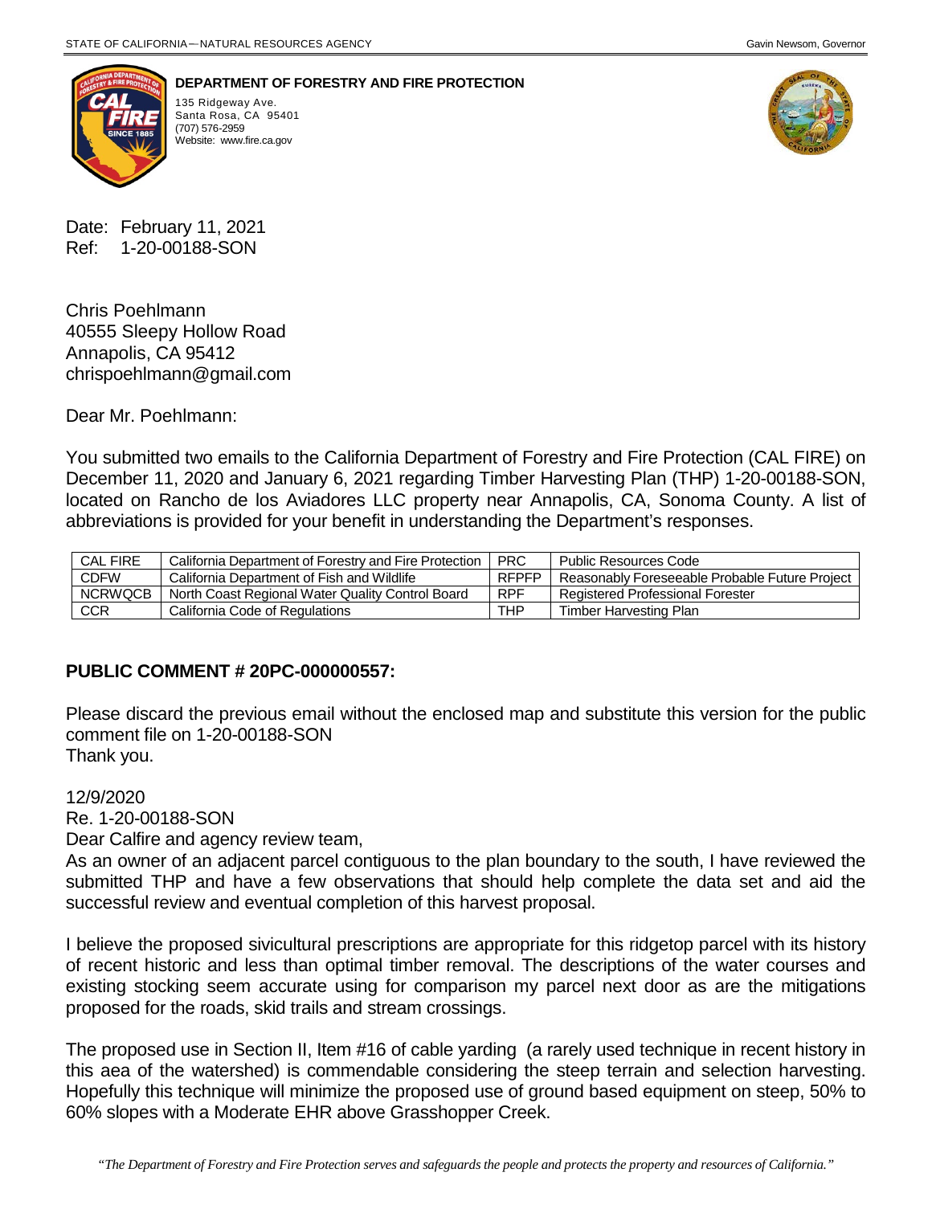STATE OF CALIFORNIA—NATURAL RESOURCES AGENCY Gavin Newsom, Governor

**DEPARTMENT OF FORESTRY AND FIRE PROTECTION**
135 Ridgeway Ave.
Santa Rosa, CA 95401
(707) 576-2959
Website: www.fire.ca.gov

Date: February 11, 2021
Ref: 1-20-00188-SON

Chris Poehlmann
40555 Sleepy Hollow Road
Annapolis, CA 95412
chrispoehlmann@gmail.com

Dear Mr. Poehlmann:

You submitted two emails to the California Department of Forestry and Fire Protection (CAL FIRE) on December 11, 2020 and January 6, 2021 regarding Timber Harvesting Plan (THP) 1-20-00188-SON, located on Rancho de los Aviadores LLC property near Annapolis, CA, Sonoma County. A list of abbreviations is provided for your benefit in understanding the Department's responses.

| CAL FIRE | California Department of Forestry and Fire Protection | PRC | Public Resources Code |
|---|---|---|---|
| CDFW | California Department of Fish and Wildlife | RFPFP | Reasonably Foreseeable Probable Future Project |
| NCRWQCB | North Coast Regional Water Quality Control Board | RPF | Registered Professional Forester |
| CCR | California Code of Regulations | THP | Timber Harvesting Plan |

## PUBLIC COMMENT # 20PC-000000557:

Please discard the previous email without the enclosed map and substitute this version for the public comment file on 1-20-00188-SON
Thank you.

12/9/2020
Re. 1-20-00188-SON
Dear Calfire and agency review team,
As an owner of an adjacent parcel contiguous to the plan boundary to the south, I have reviewed the submitted THP and have a few observations that should help complete the data set and aid the successful review and eventual completion of this harvest proposal.

I believe the proposed sivicultural prescriptions are appropriate for this ridgetop parcel with its history of recent historic and less than optimal timber removal. The descriptions of the water courses and existing stocking seem accurate using for comparison my parcel next door as are the mitigations proposed for the roads, skid trails and stream crossings.

The proposed use in Section II, Item #16 of cable yarding (a rarely used technique in recent history in this aea of the watershed) is commendable considering the steep terrain and selection harvesting. Hopefully this technique will minimize the proposed use of ground based equipment on steep, 50% to 60% slopes with a Moderate EHR above Grasshopper Creek.

*"The Department of Forestry and Fire Protection serves and safeguards the people and protects the property and resources of California."*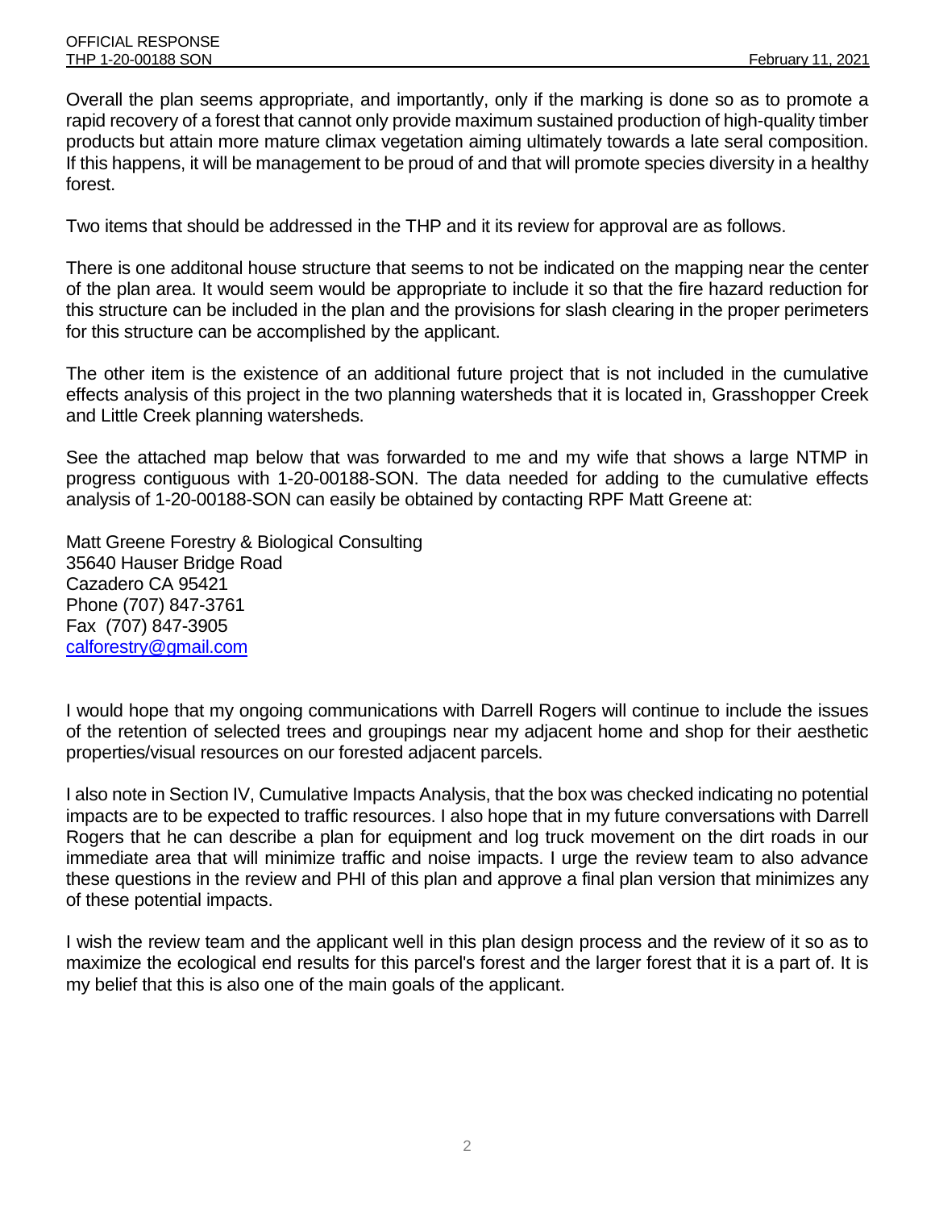Overall the plan seems appropriate, and importantly, only if the marking is done so as to promote a rapid recovery of a forest that cannot only provide maximum sustained production of high-quality timber products but attain more mature climax vegetation aiming ultimately towards a late seral composition. If this happens, it will be management to be proud of and that will promote species diversity in a healthy forest.

Two items that should be addressed in the THP and it its review for approval are as follows.

There is one additonal house structure that seems to not be indicated on the mapping near the center of the plan area. It would seem would be appropriate to include it so that the fire hazard reduction for this structure can be included in the plan and the provisions for slash clearing in the proper perimeters for this structure can be accomplished by the applicant.

The other item is the existence of an additional future project that is not included in the cumulative effects analysis of this project in the two planning watersheds that it is located in, Grasshopper Creek and Little Creek planning watersheds.

See the attached map below that was forwarded to me and my wife that shows a large NTMP in progress contiguous with 1-20-00188-SON. The data needed for adding to the cumulative effects analysis of 1-20-00188-SON can easily be obtained by contacting RPF Matt Greene at:

Matt Greene Forestry & Biological Consulting
35640 Hauser Bridge Road
Cazadero CA 95421
Phone (707) 847-3761
Fax (707) 847-3905
calforestry@gmail.com

I would hope that my ongoing communications with Darrell Rogers will continue to include the issues of the retention of selected trees and groupings near my adjacent home and shop for their aesthetic properties/visual resources on our forested adjacent parcels.

I also note in Section IV, Cumulative Impacts Analysis, that the box was checked indicating no potential impacts are to be expected to traffic resources. I also hope that in my future conversations with Darrell Rogers that he can describe a plan for equipment and log truck movement on the dirt roads in our immediate area that will minimize traffic and noise impacts. I urge the review team to also advance these questions in the review and PHI of this plan and approve a final plan version that minimizes any of these potential impacts.

I wish the review team and the applicant well in this plan design process and the review of it so as to maximize the ecological end results for this parcel's forest and the larger forest that it is a part of. It is my belief that this is also one of the main goals of the applicant.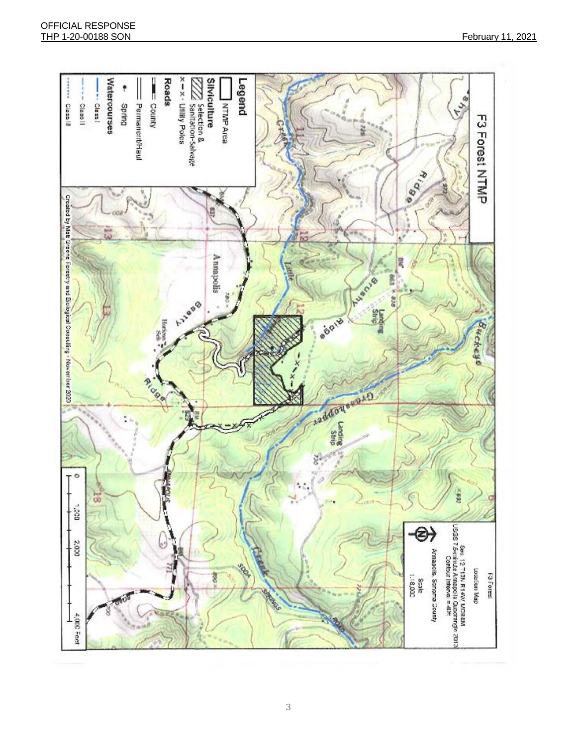# F3 Forest NTMP

**Legend**

NTMP Area

**Silviculture**

Selection & Sanitation-Salvage

x — x · Utility Poles

**Roads**

County

Permanent/Haul

**Watercourses**

Spring

Class I

Class II

Class III

F3 Forest
Location Map
Sec 12 T11N R14W MDB&M
USGS 7.5-minute Annapolis Quadrangle 2012
Contour Interval = 40ft
Annapolis, Sonoma County
Scale
1:18,000

0 — 1,000 — 2,000 — 4,000 Feet

Created by Matt Greene Forestry and Biological Consulting - November 2020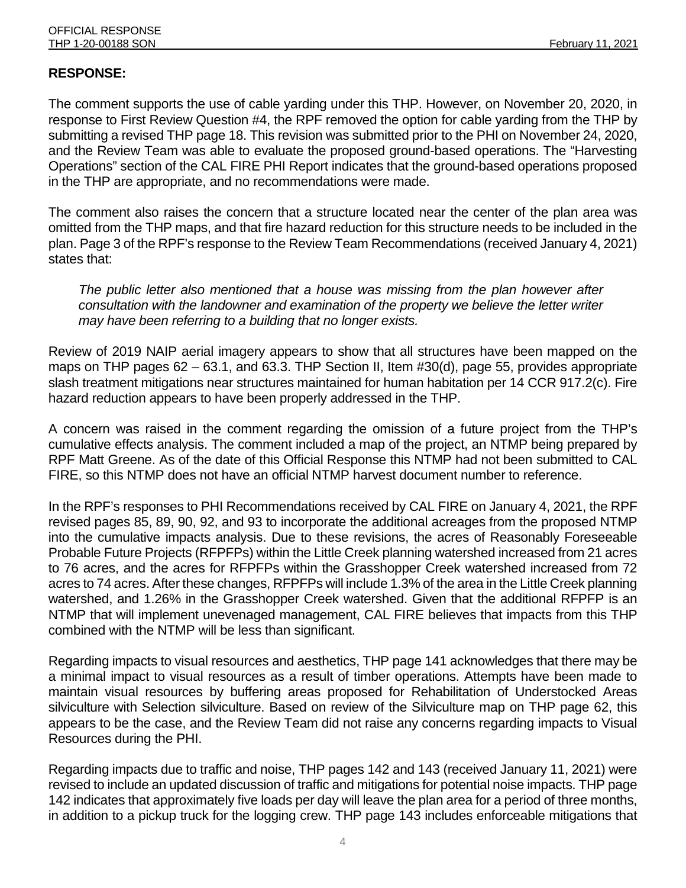**RESPONSE:**

The comment supports the use of cable yarding under this THP. However, on November 20, 2020, in response to First Review Question #4, the RPF removed the option for cable yarding from the THP by submitting a revised THP page 18. This revision was submitted prior to the PHI on November 24, 2020, and the Review Team was able to evaluate the proposed ground-based operations. The "Harvesting Operations" section of the CAL FIRE PHI Report indicates that the ground-based operations proposed in the THP are appropriate, and no recommendations were made.

The comment also raises the concern that a structure located near the center of the plan area was omitted from the THP maps, and that fire hazard reduction for this structure needs to be included in the plan. Page 3 of the RPF's response to the Review Team Recommendations (received January 4, 2021) states that:

> *The public letter also mentioned that a house was missing from the plan however after consultation with the landowner and examination of the property we believe the letter writer may have been referring to a building that no longer exists.*

Review of 2019 NAIP aerial imagery appears to show that all structures have been mapped on the maps on THP pages 62 – 63.1, and 63.3. THP Section II, Item #30(d), page 55, provides appropriate slash treatment mitigations near structures maintained for human habitation per 14 CCR 917.2(c). Fire hazard reduction appears to have been properly addressed in the THP.

A concern was raised in the comment regarding the omission of a future project from the THP's cumulative effects analysis. The comment included a map of the project, an NTMP being prepared by RPF Matt Greene. As of the date of this Official Response this NTMP had not been submitted to CAL FIRE, so this NTMP does not have an official NTMP harvest document number to reference.

In the RPF's responses to PHI Recommendations received by CAL FIRE on January 4, 2021, the RPF revised pages 85, 89, 90, 92, and 93 to incorporate the additional acreages from the proposed NTMP into the cumulative impacts analysis. Due to these revisions, the acres of Reasonably Foreseeable Probable Future Projects (RFPFPs) within the Little Creek planning watershed increased from 21 acres to 76 acres, and the acres for RFPFPs within the Grasshopper Creek watershed increased from 72 acres to 74 acres. After these changes, RFPFPs will include 1.3% of the area in the Little Creek planning watershed, and 1.26% in the Grasshopper Creek watershed. Given that the additional RFPFP is an NTMP that will implement unevenaged management, CAL FIRE believes that impacts from this THP combined with the NTMP will be less than significant.

Regarding impacts to visual resources and aesthetics, THP page 141 acknowledges that there may be a minimal impact to visual resources as a result of timber operations. Attempts have been made to maintain visual resources by buffering areas proposed for Rehabilitation of Understocked Areas silviculture with Selection silviculture. Based on review of the Silviculture map on THP page 62, this appears to be the case, and the Review Team did not raise any concerns regarding impacts to Visual Resources during the PHI.

Regarding impacts due to traffic and noise, THP pages 142 and 143 (received January 11, 2021) were revised to include an updated discussion of traffic and mitigations for potential noise impacts. THP page 142 indicates that approximately five loads per day will leave the plan area for a period of three months, in addition to a pickup truck for the logging crew. THP page 143 includes enforceable mitigations that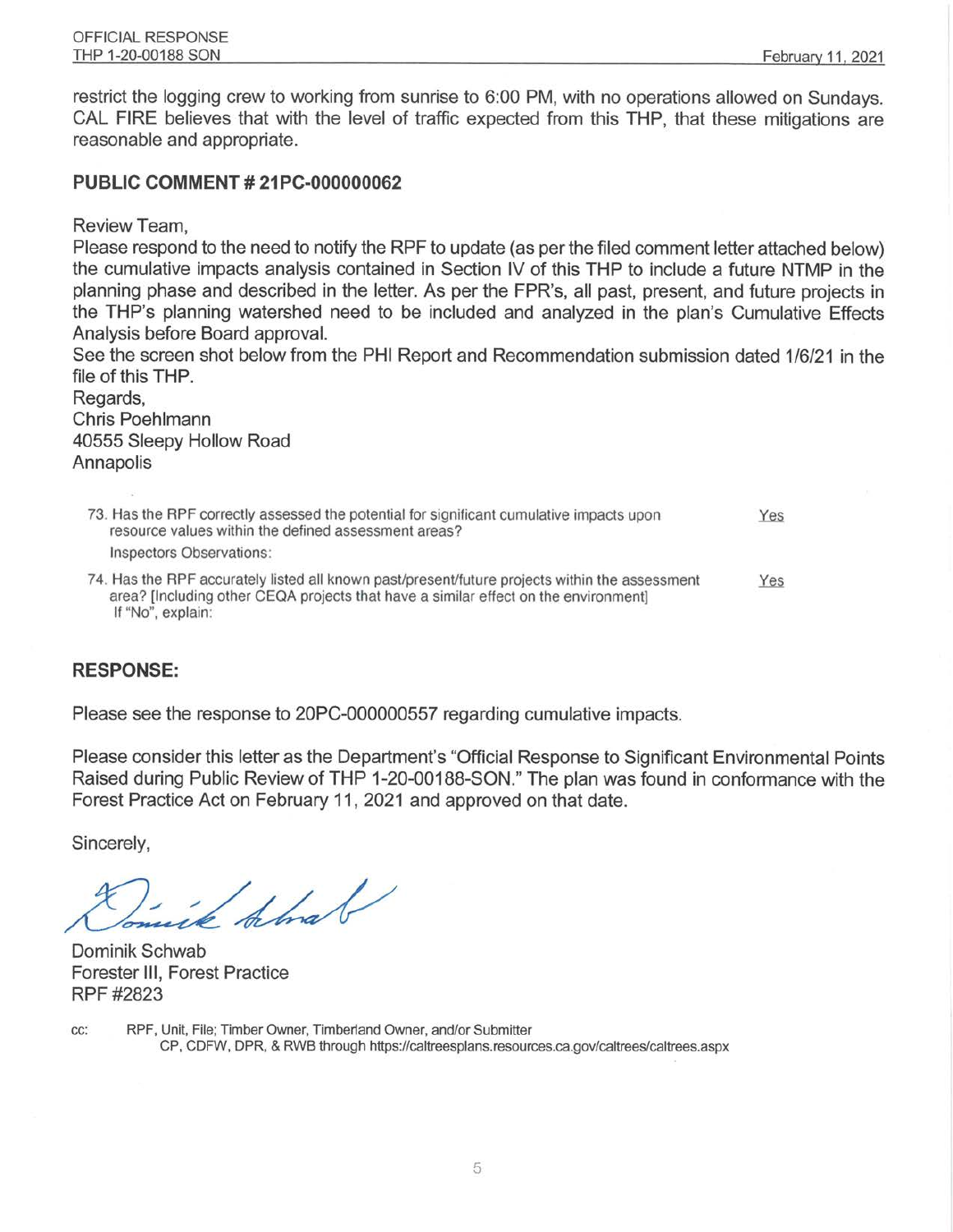restrict the logging crew to working from sunrise to 6:00 PM, with no operations allowed on Sundays. CAL FIRE believes that with the level of traffic expected from this THP, that these mitigations are reasonable and appropriate.

## PUBLIC COMMENT # 21PC-000000062

Review Team,
Please respond to the need to notify the RPF to update (as per the filed comment letter attached below) the cumulative impacts analysis contained in Section IV of this THP to include a future NTMP in the planning phase and described in the letter. As per the FPR's, all past, present, and future projects in the THP's planning watershed need to be included and analyzed in the plan's Cumulative Effects Analysis before Board approval.
See the screen shot below from the PHI Report and Recommendation submission dated 1/6/21 in the file of this THP.
Regards,
Chris Poehlmann
40555 Sleepy Hollow Road
Annapolis

73. Has the RPF correctly assessed the potential for significant cumulative impacts upon resource values within the defined assessment areas? Yes
Inspectors Observations:

74. Has the RPF accurately listed all known past/present/future projects within the assessment area? [Including other CEQA projects that have a similar effect on the environment] Yes
If "No", explain:

## RESPONSE:

Please see the response to 20PC-000000557 regarding cumulative impacts.

Please consider this letter as the Department's "Official Response to Significant Environmental Points Raised during Public Review of THP 1-20-00188-SON." The plan was found in conformance with the Forest Practice Act on February 11, 2021 and approved on that date.

Sincerely,

Dominik Schwab
Forester III, Forest Practice
RPF #2823

cc: RPF, Unit, File; Timber Owner, Timberland Owner, and/or Submitter
CP, CDFW, DPR, & RWB through https://caltreesplans.resources.ca.gov/caltrees/caltrees.aspx